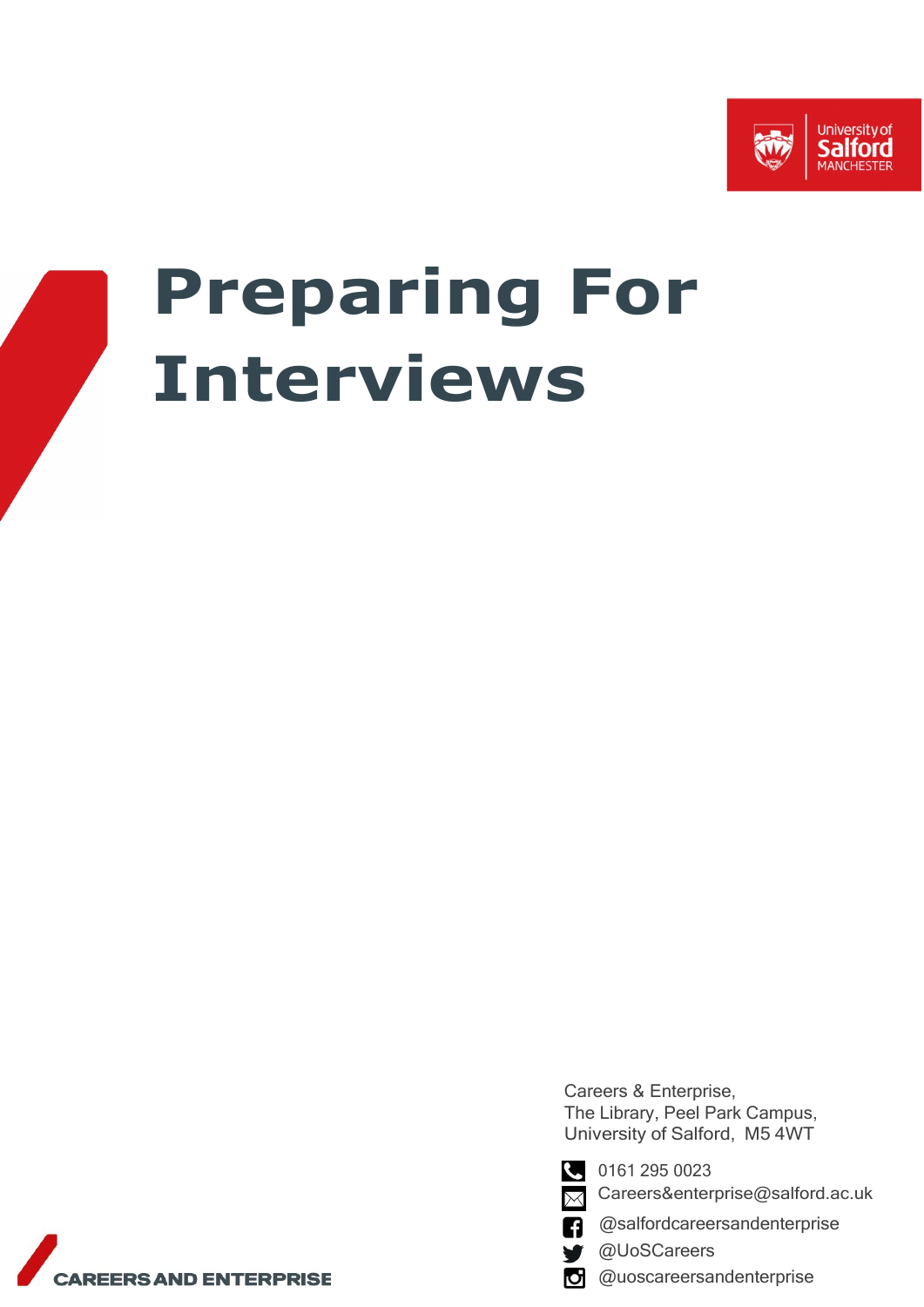# Preparing For Interviews

Careers & Enterprise,
The Library, Peel Park Campus,
University of Salford, M5 4WT

0161 295 0023
Careers&enterprise@salford.ac.uk
@salfordcareersandenterprise
@UoSCareers
@uoscareersandenterprise

CAREERS AND ENTERPRISE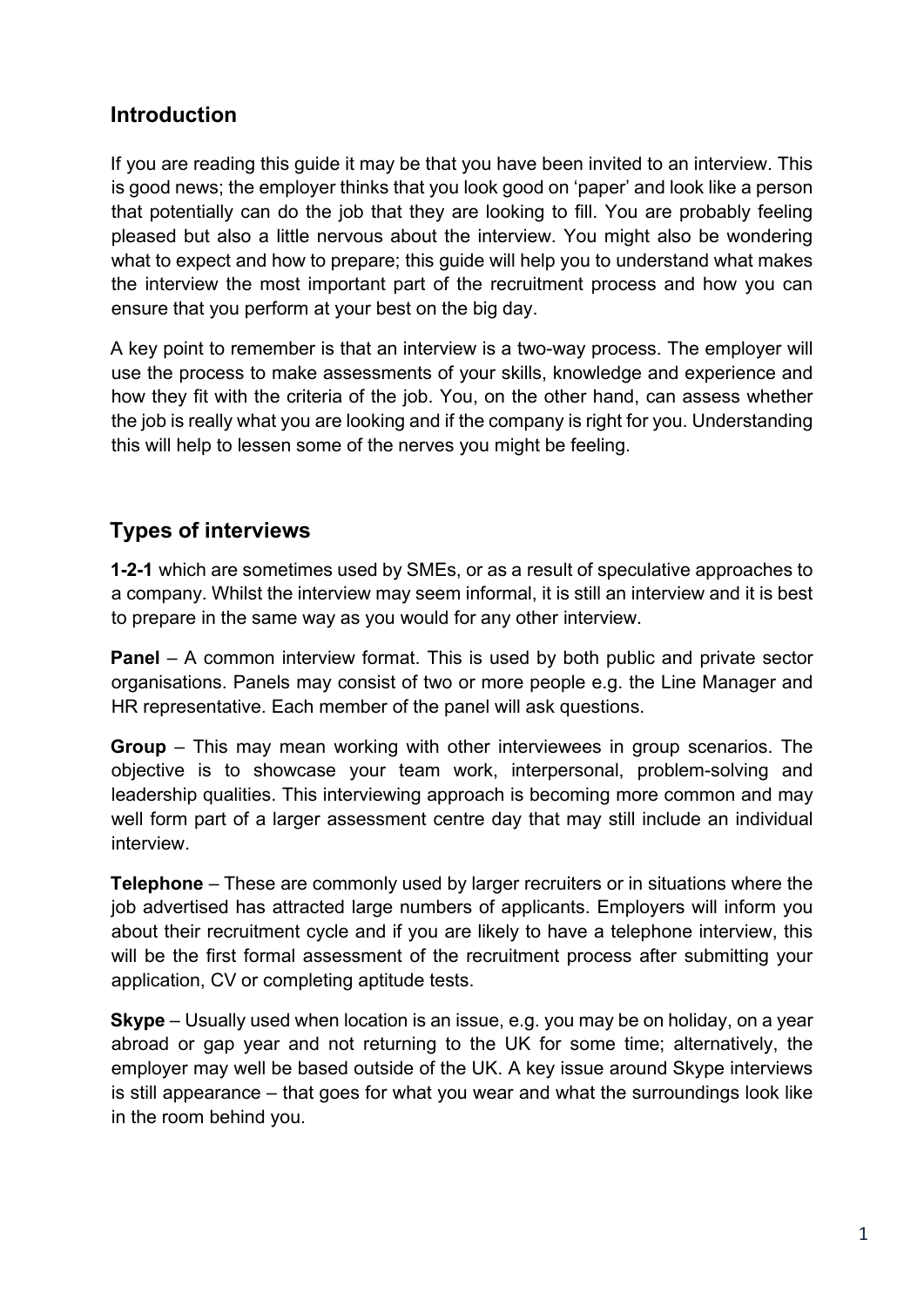## Introduction

If you are reading this guide it may be that you have been invited to an interview. This is good news; the employer thinks that you look good on 'paper' and look like a person that potentially can do the job that they are looking to fill. You are probably feeling pleased but also a little nervous about the interview. You might also be wondering what to expect and how to prepare; this guide will help you to understand what makes the interview the most important part of the recruitment process and how you can ensure that you perform at your best on the big day.

A key point to remember is that an interview is a two-way process. The employer will use the process to make assessments of your skills, knowledge and experience and how they fit with the criteria of the job. You, on the other hand, can assess whether the job is really what you are looking and if the company is right for you. Understanding this will help to lessen some of the nerves you might be feeling.

## Types of interviews

**1-2-1** which are sometimes used by SMEs, or as a result of speculative approaches to a company. Whilst the interview may seem informal, it is still an interview and it is best to prepare in the same way as you would for any other interview.

**Panel** – A common interview format. This is used by both public and private sector organisations. Panels may consist of two or more people e.g. the Line Manager and HR representative. Each member of the panel will ask questions.

**Group** – This may mean working with other interviewees in group scenarios. The objective is to showcase your team work, interpersonal, problem-solving and leadership qualities. This interviewing approach is becoming more common and may well form part of a larger assessment centre day that may still include an individual interview.

**Telephone** – These are commonly used by larger recruiters or in situations where the job advertised has attracted large numbers of applicants. Employers will inform you about their recruitment cycle and if you are likely to have a telephone interview, this will be the first formal assessment of the recruitment process after submitting your application, CV or completing aptitude tests.

**Skype** – Usually used when location is an issue, e.g. you may be on holiday, on a year abroad or gap year and not returning to the UK for some time; alternatively, the employer may well be based outside of the UK. A key issue around Skype interviews is still appearance – that goes for what you wear and what the surroundings look like in the room behind you.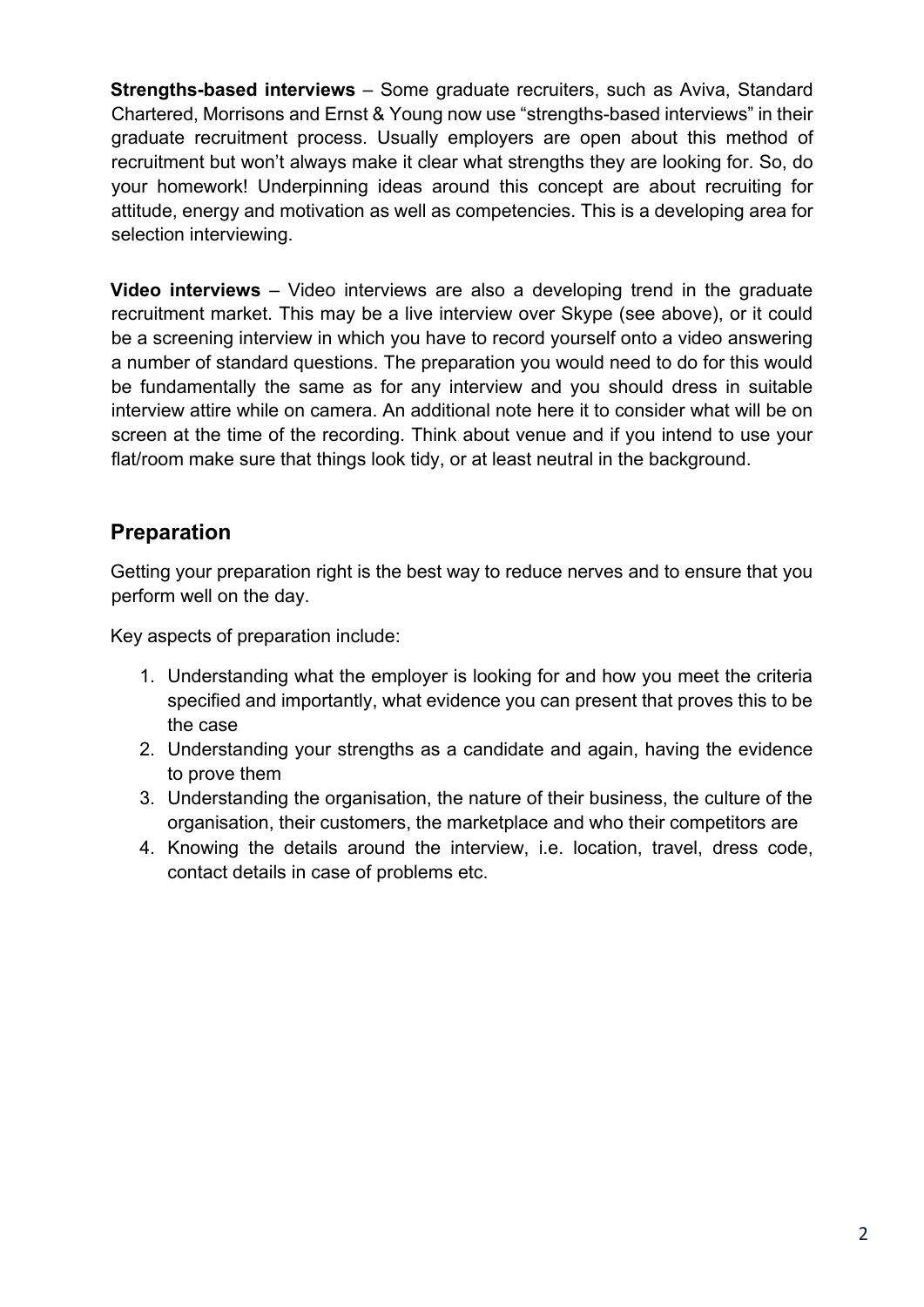**Strengths-based interviews** – Some graduate recruiters, such as Aviva, Standard Chartered, Morrisons and Ernst & Young now use "strengths-based interviews" in their graduate recruitment process. Usually employers are open about this method of recruitment but won't always make it clear what strengths they are looking for. So, do your homework! Underpinning ideas around this concept are about recruiting for attitude, energy and motivation as well as competencies. This is a developing area for selection interviewing.

**Video interviews** – Video interviews are also a developing trend in the graduate recruitment market. This may be a live interview over Skype (see above), or it could be a screening interview in which you have to record yourself onto a video answering a number of standard questions. The preparation you would need to do for this would be fundamentally the same as for any interview and you should dress in suitable interview attire while on camera. An additional note here it to consider what will be on screen at the time of the recording. Think about venue and if you intend to use your flat/room make sure that things look tidy, or at least neutral in the background.

## Preparation

Getting your preparation right is the best way to reduce nerves and to ensure that you perform well on the day.

Key aspects of preparation include:

1. Understanding what the employer is looking for and how you meet the criteria specified and importantly, what evidence you can present that proves this to be the case
2. Understanding your strengths as a candidate and again, having the evidence to prove them
3. Understanding the organisation, the nature of their business, the culture of the organisation, their customers, the marketplace and who their competitors are
4. Knowing the details around the interview, i.e. location, travel, dress code, contact details in case of problems etc.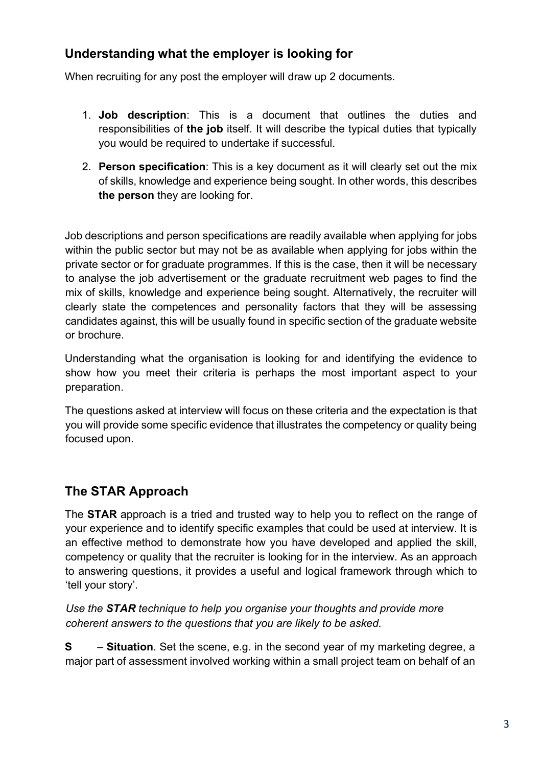## Understanding what the employer is looking for

When recruiting for any post the employer will draw up 2 documents.

1. **Job description**: This is a document that outlines the duties and responsibilities of **the job** itself. It will describe the typical duties that typically you would be required to undertake if successful.
2. **Person specification**: This is a key document as it will clearly set out the mix of skills, knowledge and experience being sought. In other words, this describes **the person** they are looking for.

Job descriptions and person specifications are readily available when applying for jobs within the public sector but may not be as available when applying for jobs within the private sector or for graduate programmes. If this is the case, then it will be necessary to analyse the job advertisement or the graduate recruitment web pages to find the mix of skills, knowledge and experience being sought. Alternatively, the recruiter will clearly state the competences and personality factors that they will be assessing candidates against, this will be usually found in specific section of the graduate website or brochure.

Understanding what the organisation is looking for and identifying the evidence to show how you meet their criteria is perhaps the most important aspect to your preparation.

The questions asked at interview will focus on these criteria and the expectation is that you will provide some specific evidence that illustrates the competency or quality being focused upon.

## The STAR Approach

The **STAR** approach is a tried and trusted way to help you to reflect on the range of your experience and to identify specific examples that could be used at interview. It is an effective method to demonstrate how you have developed and applied the skill, competency or quality that the recruiter is looking for in the interview. As an approach to answering questions, it provides a useful and logical framework through which to 'tell your story'.

*Use the **STAR** technique to help you organise your thoughts and provide more coherent answers to the questions that you are likely to be asked.*

**S** – **Situation**. Set the scene, e.g. in the second year of my marketing degree, a major part of assessment involved working within a small project team on behalf of an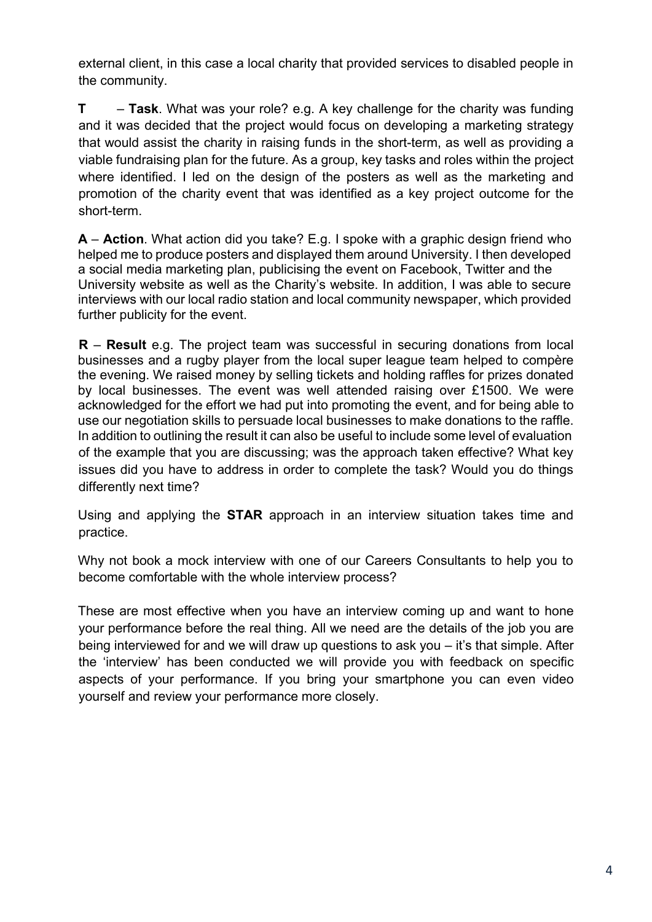external client, in this case a local charity that provided services to disabled people in the community.

**T** – **Task**. What was your role? e.g. A key challenge for the charity was funding and it was decided that the project would focus on developing a marketing strategy that would assist the charity in raising funds in the short-term, as well as providing a viable fundraising plan for the future. As a group, key tasks and roles within the project where identified. I led on the design of the posters as well as the marketing and promotion of the charity event that was identified as a key project outcome for the short-term.

**A** – **Action**. What action did you take? E.g. I spoke with a graphic design friend who helped me to produce posters and displayed them around University. I then developed a social media marketing plan, publicising the event on Facebook, Twitter and the University website as well as the Charity's website. In addition, I was able to secure interviews with our local radio station and local community newspaper, which provided further publicity for the event.

**R** – **Result** e.g. The project team was successful in securing donations from local businesses and a rugby player from the local super league team helped to compère the evening. We raised money by selling tickets and holding raffles for prizes donated by local businesses. The event was well attended raising over £1500. We were acknowledged for the effort we had put into promoting the event, and for being able to use our negotiation skills to persuade local businesses to make donations to the raffle. In addition to outlining the result it can also be useful to include some level of evaluation of the example that you are discussing; was the approach taken effective? What key issues did you have to address in order to complete the task? Would you do things differently next time?

Using and applying the **STAR** approach in an interview situation takes time and practice.

Why not book a mock interview with one of our Careers Consultants to help you to become comfortable with the whole interview process?

These are most effective when you have an interview coming up and want to hone your performance before the real thing. All we need are the details of the job you are being interviewed for and we will draw up questions to ask you – it's that simple. After the 'interview' has been conducted we will provide you with feedback on specific aspects of your performance. If you bring your smartphone you can even video yourself and review your performance more closely.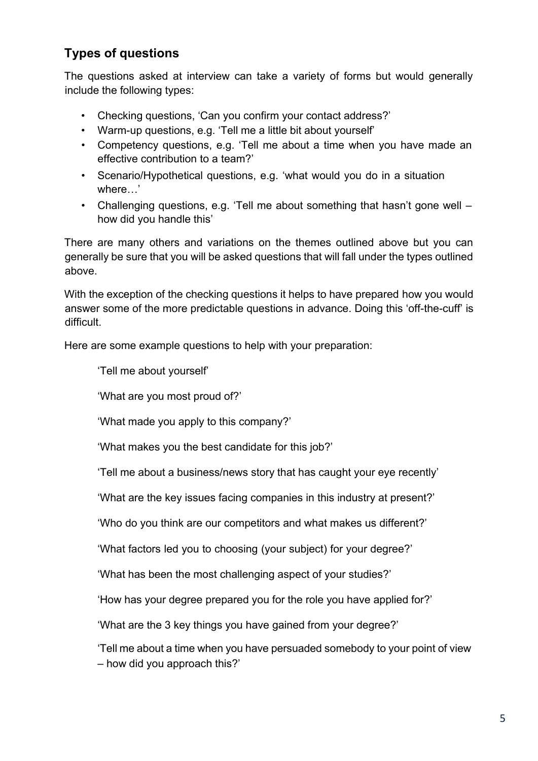## Types of questions

The questions asked at interview can take a variety of forms but would generally include the following types:

- Checking questions, 'Can you confirm your contact address?'
- Warm-up questions, e.g. 'Tell me a little bit about yourself'
- Competency questions, e.g. 'Tell me about a time when you have made an effective contribution to a team?'
- Scenario/Hypothetical questions, e.g. 'what would you do in a situation where…'
- Challenging questions, e.g. 'Tell me about something that hasn't gone well – how did you handle this'

There are many others and variations on the themes outlined above but you can generally be sure that you will be asked questions that will fall under the types outlined above.

With the exception of the checking questions it helps to have prepared how you would answer some of the more predictable questions in advance. Doing this 'off-the-cuff' is difficult.

Here are some example questions to help with your preparation:

'Tell me about yourself'

'What are you most proud of?'

'What made you apply to this company?'

'What makes you the best candidate for this job?'

'Tell me about a business/news story that has caught your eye recently'

'What are the key issues facing companies in this industry at present?'

'Who do you think are our competitors and what makes us different?'

'What factors led you to choosing (your subject) for your degree?'

'What has been the most challenging aspect of your studies?'

'How has your degree prepared you for the role you have applied for?'

'What are the 3 key things you have gained from your degree?'

'Tell me about a time when you have persuaded somebody to your point of view – how did you approach this?'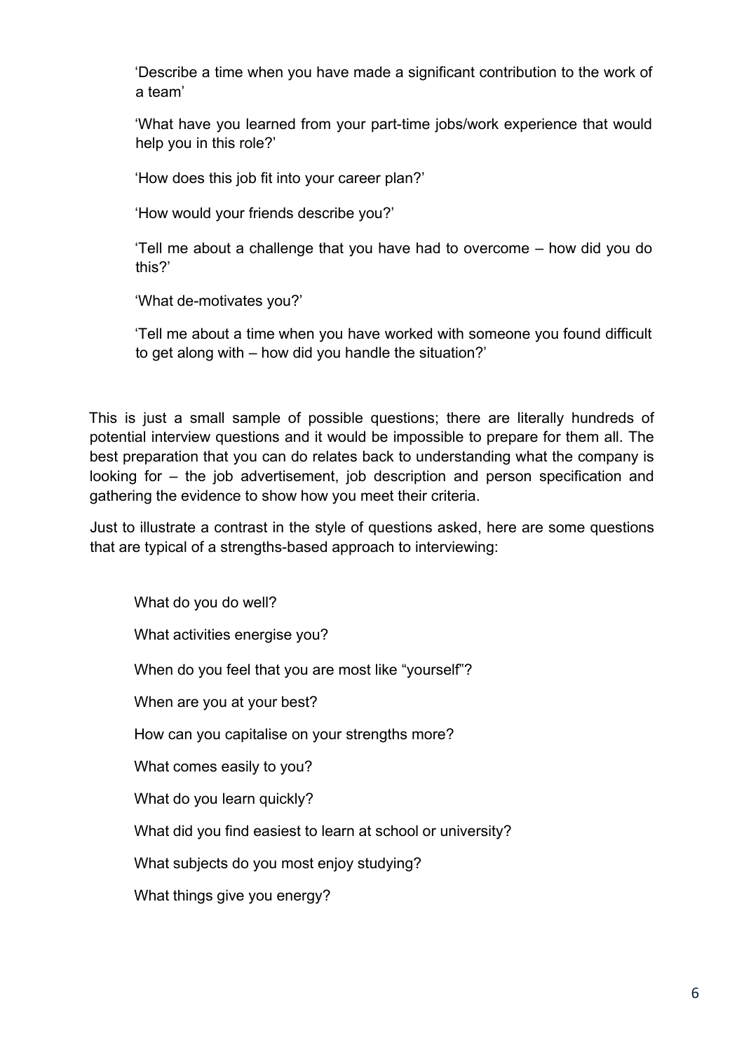'Describe a time when you have made a significant contribution to the work of a team'

'What have you learned from your part-time jobs/work experience that would help you in this role?'

'How does this job fit into your career plan?'

'How would your friends describe you?'

'Tell me about a challenge that you have had to overcome – how did you do this?'

'What de-motivates you?'

'Tell me about a time when you have worked with someone you found difficult to get along with – how did you handle the situation?'

This is just a small sample of possible questions; there are literally hundreds of potential interview questions and it would be impossible to prepare for them all. The best preparation that you can do relates back to understanding what the company is looking for – the job advertisement, job description and person specification and gathering the evidence to show how you meet their criteria.

Just to illustrate a contrast in the style of questions asked, here are some questions that are typical of a strengths-based approach to interviewing:

What do you do well?

What activities energise you?

When do you feel that you are most like "yourself"?

When are you at your best?

How can you capitalise on your strengths more?

What comes easily to you?

What do you learn quickly?

What did you find easiest to learn at school or university?

What subjects do you most enjoy studying?

What things give you energy?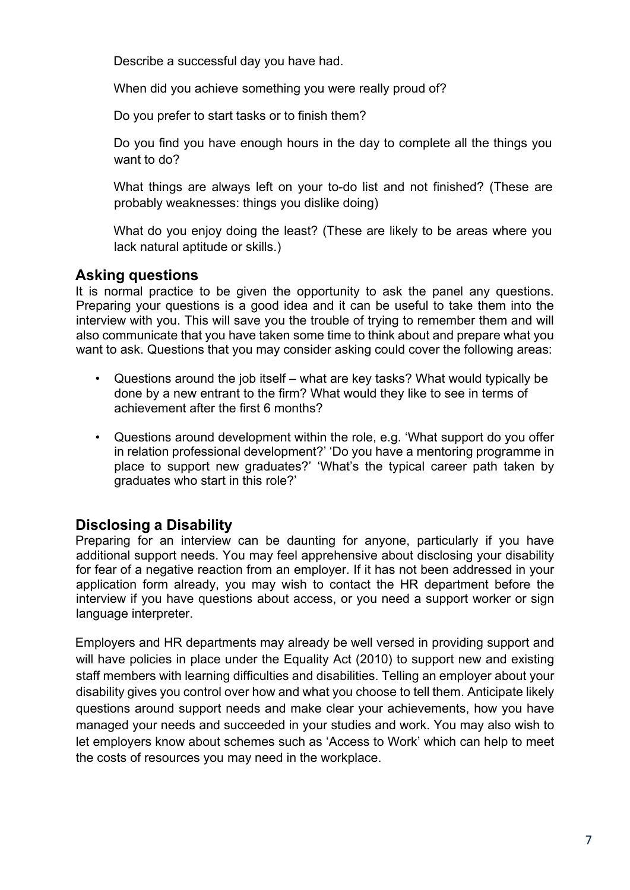Describe a successful day you have had.

When did you achieve something you were really proud of?

Do you prefer to start tasks or to finish them?

Do you find you have enough hours in the day to complete all the things you want to do?

What things are always left on your to-do list and not finished? (These are probably weaknesses: things you dislike doing)

What do you enjoy doing the least? (These are likely to be areas where you lack natural aptitude or skills.)

## Asking questions

It is normal practice to be given the opportunity to ask the panel any questions. Preparing your questions is a good idea and it can be useful to take them into the interview with you. This will save you the trouble of trying to remember them and will also communicate that you have taken some time to think about and prepare what you want to ask. Questions that you may consider asking could cover the following areas:

- Questions around the job itself – what are key tasks? What would typically be done by a new entrant to the firm? What would they like to see in terms of achievement after the first 6 months?
- Questions around development within the role, e.g. 'What support do you offer in relation professional development?' 'Do you have a mentoring programme in place to support new graduates?' 'What's the typical career path taken by graduates who start in this role?'

## Disclosing a Disability

Preparing for an interview can be daunting for anyone, particularly if you have additional support needs. You may feel apprehensive about disclosing your disability for fear of a negative reaction from an employer. If it has not been addressed in your application form already, you may wish to contact the HR department before the interview if you have questions about access, or you need a support worker or sign language interpreter.

Employers and HR departments may already be well versed in providing support and will have policies in place under the Equality Act (2010) to support new and existing staff members with learning difficulties and disabilities. Telling an employer about your disability gives you control over how and what you choose to tell them. Anticipate likely questions around support needs and make clear your achievements, how you have managed your needs and succeeded in your studies and work. You may also wish to let employers know about schemes such as 'Access to Work' which can help to meet the costs of resources you may need in the workplace.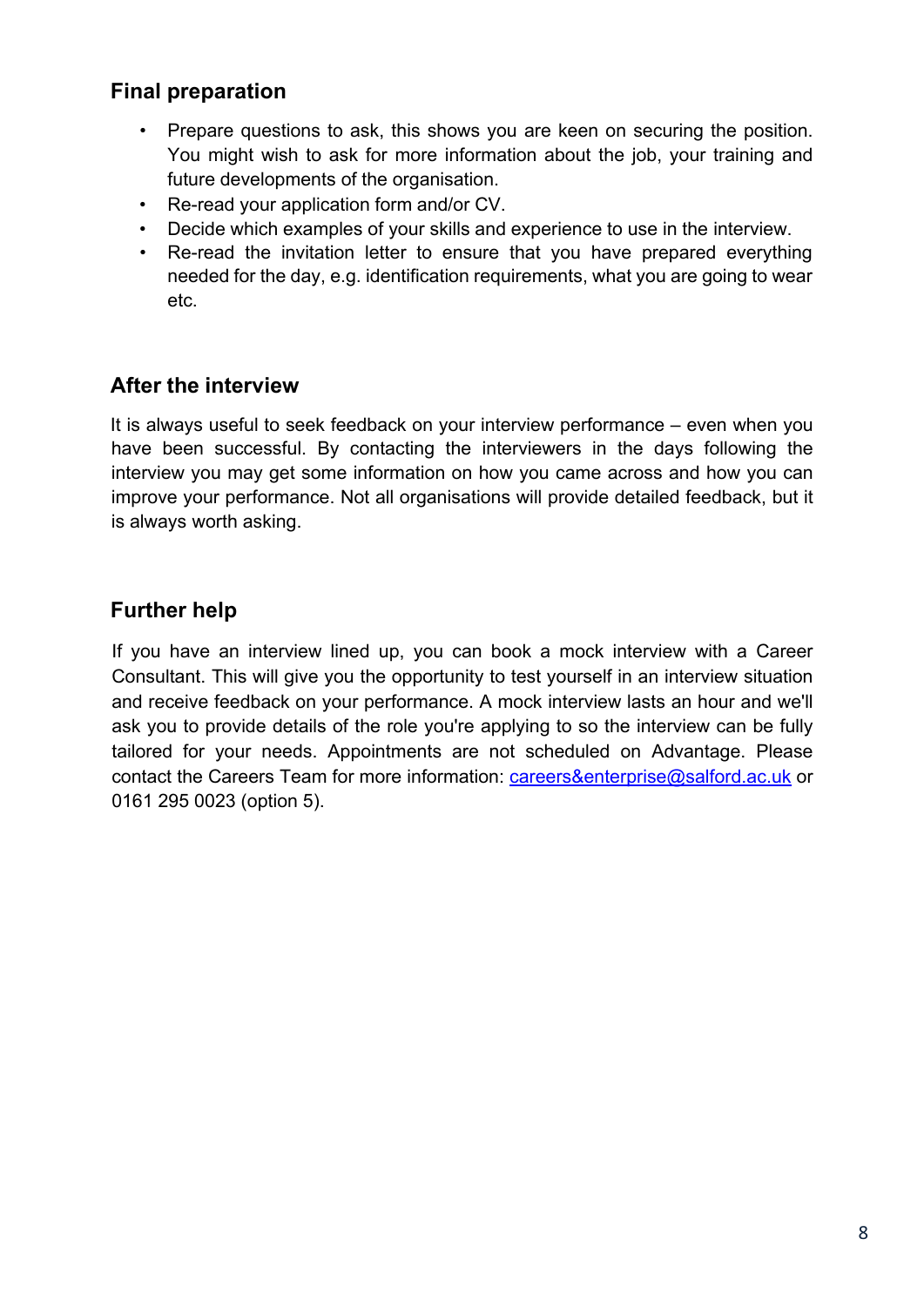## Final preparation

- Prepare questions to ask, this shows you are keen on securing the position. You might wish to ask for more information about the job, your training and future developments of the organisation.
- Re-read your application form and/or CV.
- Decide which examples of your skills and experience to use in the interview.
- Re-read the invitation letter to ensure that you have prepared everything needed for the day, e.g. identification requirements, what you are going to wear etc.

## After the interview

It is always useful to seek feedback on your interview performance – even when you have been successful. By contacting the interviewers in the days following the interview you may get some information on how you came across and how you can improve your performance. Not all organisations will provide detailed feedback, but it is always worth asking.

## Further help

If you have an interview lined up, you can book a mock interview with a Career Consultant. This will give you the opportunity to test yourself in an interview situation and receive feedback on your performance. A mock interview lasts an hour and we'll ask you to provide details of the role you're applying to so the interview can be fully tailored for your needs. Appointments are not scheduled on Advantage. Please contact the Careers Team for more information: careers&enterprise@salford.ac.uk or 0161 295 0023 (option 5).